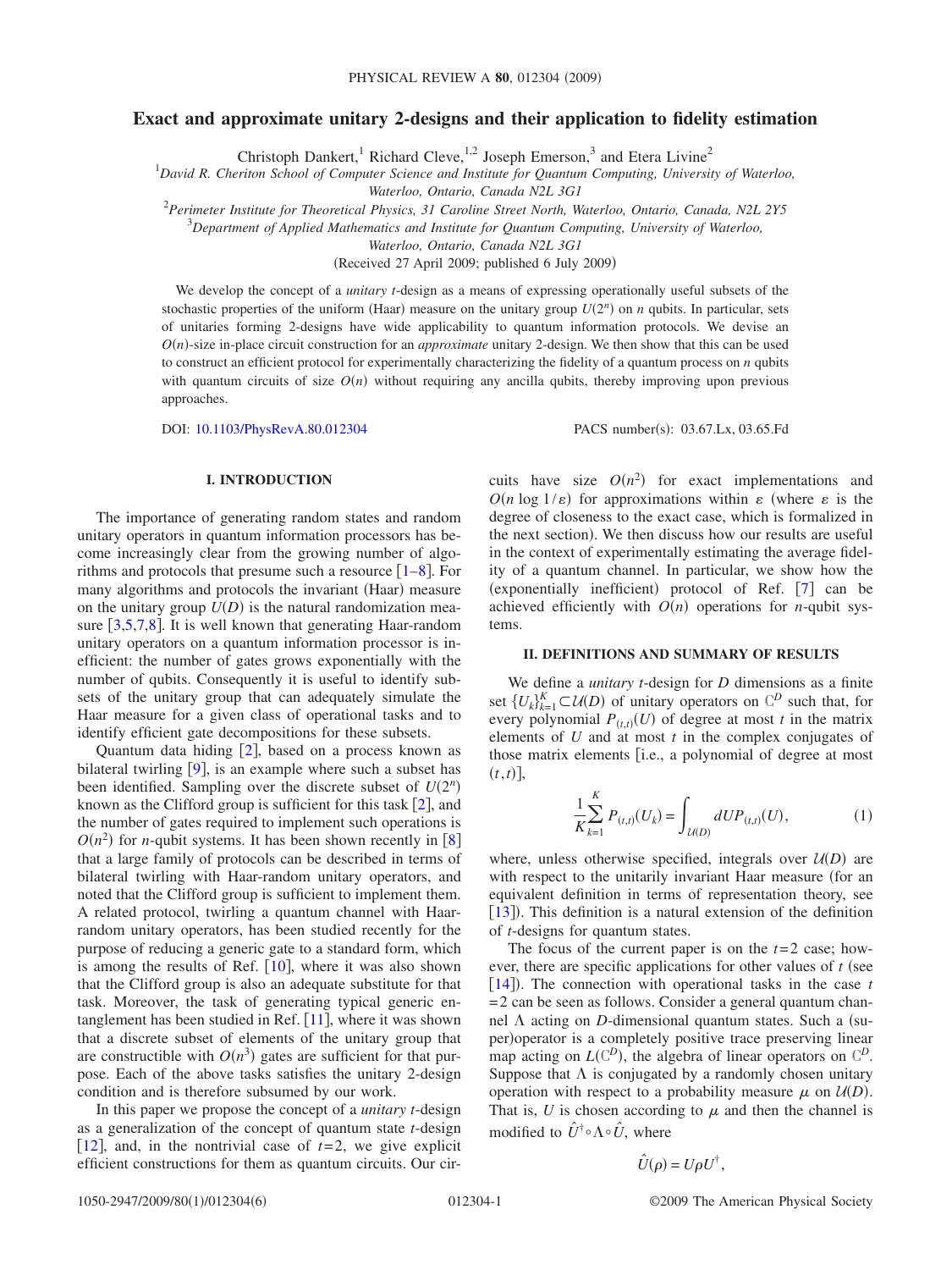# Exact and approximate unitary 2-designs and their application to fidelity estimation

Christoph Dankert,[1] Richard Cleve,[1,2] Joseph Emerson,[3] and Etera Livine[2]

[1]*David R. Cheriton School of Computer Science and Institute for Quantum Computing, University of Waterloo, Waterloo, Ontario, Canada N2L 3G1*

[2]*Perimeter Institute for Theoretical Physics, 31 Caroline Street North, Waterloo, Ontario, Canada, N2L 2Y5*

[3]*Department of Applied Mathematics and Institute for Quantum Computing, University of Waterloo, Waterloo, Ontario, Canada N2L 3G1*

(Received 27 April 2009; published 6 July 2009)

We develop the concept of a *unitary t-design* as a means of expressing operationally useful subsets of the stochastic properties of the uniform (Haar) measure on the unitary group $U(2^n)$ on $n$ qubits. In particular, sets of unitaries forming 2-designs have wide applicability to quantum information protocols. We devise an $O(n)$-size in-place circuit construction for an *approximate* unitary 2-design. We then show that this can be used to construct an efficient protocol for experimentally characterizing the fidelity of a quantum process on $n$ qubits with quantum circuits of size $O(n)$ without requiring any ancilla qubits, thereby improving upon previous approaches.

DOI: 10.1103/PhysRevA.80.012304 PACS number(s): 03.67.Lx, 03.65.Fd

## I. INTRODUCTION

The importance of generating random states and random unitary operators in quantum information processors has become increasingly clear from the growing number of algorithms and protocols that presume such a resource [1–8]. For many algorithms and protocols the invariant (Haar) measure on the unitary group $U(D)$ is the natural randomization measure [3,5,7,8]. It is well known that generating Haar-random unitary operators on a quantum information processor is inefficient: the number of gates grows exponentially with the number of qubits. Consequently it is useful to identify subsets of the unitary group that can adequately simulate the Haar measure for a given class of operational tasks and to identify efficient gate decompositions for these subsets.

Quantum data hiding [2], based on a process known as bilateral twirling [9], is an example where such a subset has been identified. Sampling over the discrete subset of $U(2^n)$ known as the Clifford group is sufficient for this task [2], and the number of gates required to implement such operations is $O(n^2)$ for $n$-qubit systems. It has been shown recently in [8] that a large family of protocols can be described in terms of bilateral twirling with Haar-random unitary operators, and noted that the Clifford group is sufficient to implement them. A related protocol, twirling a quantum channel with Haar-random unitary operators, has been studied recently for the purpose of reducing a generic gate to a standard form, which is among the results of Ref. [10], where it was also shown that the Clifford group is also an adequate substitute for that task. Moreover, the task of generating typical generic entanglement has been studied in Ref. [11], where it was shown that a discrete subset of elements of the unitary group that are constructible with $O(n^3)$ gates are sufficient for that purpose. Each of the above tasks satisfies the unitary 2-design condition and is therefore subsumed by our work.

In this paper we propose the concept of a *unitary t-design* as a generalization of the concept of quantum state $t$-design [12], and, in the nontrivial case of $t=2$, we give explicit efficient constructions for them as quantum circuits. Our circuits have size $O(n^2)$ for exact implementations and $O(n \log 1/\varepsilon)$ for approximations within $\varepsilon$ (where $\varepsilon$ is the degree of closeness to the exact case, which is formalized in the next section). We then discuss how our results are useful in the context of experimentally estimating the average fidelity of a quantum channel. In particular, we show how the (exponentially inefficient) protocol of Ref. [7] can be achieved efficiently with $O(n)$ operations for $n$-qubit systems.

## II. DEFINITIONS AND SUMMARY OF RESULTS

We define a *unitary t-design* for $D$ dimensions as a finite set $\{U_k\}_{k=1}^{K} \subset \mathcal{U}(D)$ of unitary operators on $\mathbb{C}^D$ such that, for every polynomial $P_{(t,t)}(U)$ of degree at most $t$ in the matrix elements of $U$ and at most $t$ in the complex conjugates of those matrix elements [i.e., a polynomial of degree at most $(t,t)$],

$$\frac{1}{K}\sum_{k=1}^{K} P_{(t,t)}(U_k) = \int_{\mathcal{U}(D)} dU P_{(t,t)}(U), \tag{1}$$

where, unless otherwise specified, integrals over $\mathcal{U}(D)$ are with respect to the unitarily invariant Haar measure (for an equivalent definition in terms of representation theory, see [13]). This definition is a natural extension of the definition of $t$-designs for quantum states.

The focus of the current paper is on the $t=2$ case; however, there are specific applications for other values of $t$ (see [14]). The connection with operational tasks in the case $t=2$ can be seen as follows. Consider a general quantum channel $\Lambda$ acting on $D$-dimensional quantum states. Such a (super)operator is a completely positive trace preserving linear map acting on $L(\mathbb{C}^D)$, the algebra of linear operators on $\mathbb{C}^D$. Suppose that $\Lambda$ is conjugated by a randomly chosen unitary operation with respect to a probability measure $\mu$ on $\mathcal{U}(D)$. That is, $U$ is chosen according to $\mu$ and then the channel is modified to $\hat{U}^{\dagger} \circ \Lambda \circ \hat{U}$, where

$$\hat{U}(\rho) = U \rho U^{\dagger},$$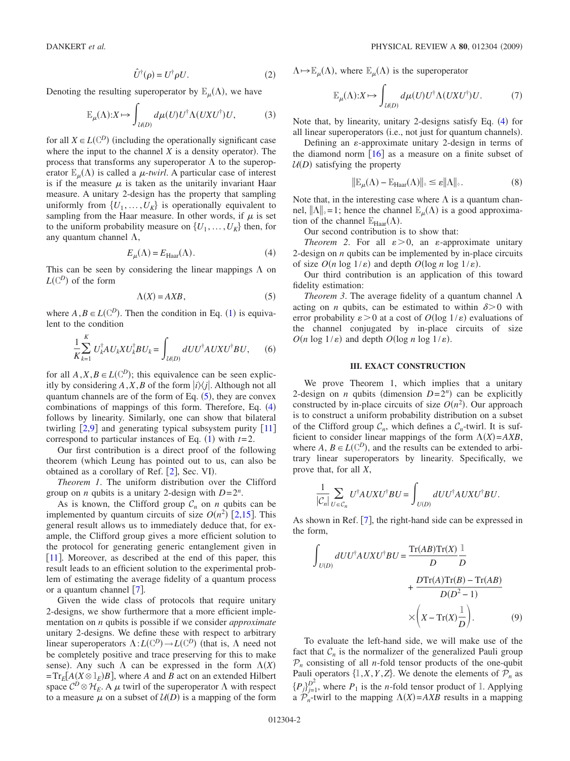$$\hat{U}^{\dagger}(\rho) = U^{\dagger}\rho U. \tag{2}$$

Denoting the resulting superoperator by $\mathbb{E}_{\mu}(\Lambda)$, we have

$$\mathbb{E}_{\mu}(\Lambda): X \mapsto \int_{\mathcal{U}(D)} d\mu(U) U^{\dagger}\Lambda(UXU^{\dagger})U, \tag{3}$$

for all $X \in L(\mathbb{C}^D)$ (including the operationally significant case where the input to the channel $X$ is a density operator). The process that transforms any superoperator $\Lambda$ to the superoperator $\mathbb{E}_{\mu}(\Lambda)$ is called a $\mu$-*twirl*. A particular case of interest is if the measure $\mu$ is taken as the unitarily invariant Haar measure. A unitary 2-design has the property that sampling uniformly from $\{U_1, \ldots, U_K\}$ is operationally equivalent to sampling from the Haar measure. In other words, if $\mu$ is set to the uniform probability measure on $\{U_1, \ldots, U_K\}$ then, for any quantum channel $\Lambda$,

$$E_{\mu}(\Lambda) = E_{\text{Haar}}(\Lambda). \tag{4}$$

This can be seen by considering the linear mappings $\Lambda$ on $L(\mathbb{C}^D)$ of the form

$$\Lambda(X) = AXB, \tag{5}$$

where $A, B \in L(\mathbb{C}^D)$. Then the condition in Eq. (1) is equivalent to the condition

$$\frac{1}{K}\sum_{k=1}^{K} U_k^{\dagger} A U_k X U_k^{\dagger} B U_k = \int_{\mathcal{U}(D)} dU U^{\dagger} A U X U^{\dagger} B U, \tag{6}$$

for all $A, X, B \in L(\mathbb{C}^D)$; this equivalence can be seen explicitly by considering $A, X, B$ of the form $|i\rangle\langle j|$. Although not all quantum channels are of the form of Eq. (5), they are convex combinations of mappings of this form. Therefore, Eq. (4) follows by linearity. Similarly, one can show that bilateral twirling [2,9] and generating typical subsystem purity [11] correspond to particular instances of Eq. (1) with $t=2$.

Our first contribution is a direct proof of the following theorem (which Leung has pointed out to us, can also be obtained as a corollary of Ref. [2], Sec. VI).

*Theorem 1*. The uniform distribution over the Clifford group on $n$ qubits is a unitary 2-design with $D=2^n$.

As is known, the Clifford group $\mathcal{C}_n$ on $n$ qubits can be implemented by quantum circuits of size $O(n^2)$ [2,15]. This general result allows us to immediately deduce that, for example, the Clifford group gives a more efficient solution to the protocol for generating generic entanglement given in [11]. Moreover, as described at the end of this paper, this result leads to an efficient solution to the experimental problem of estimating the average fidelity of a quantum process or a quantum channel [7].

Given the wide class of protocols that require unitary 2-designs, we show furthermore that a more efficient implementation on $n$ qubits is possible if we consider *approximate* unitary 2-designs. We define these with respect to arbitrary linear superoperators $\Lambda: L(\mathbb{C}^D) \to L(\mathbb{C}^D)$ (that is, $\Lambda$ need not be completely positive and trace preserving for this to make sense). Any such $\Lambda$ can be expressed in the form $\Lambda(X) = \text{Tr}_E[A(X \otimes \mathbb{1}_E)B]$, where $A$ and $B$ act on an extended Hilbert space $\mathcal{C}^D \otimes \mathcal{H}_E$. A $\mu$ twirl of the superoperator $\Lambda$ with respect to a measure $\mu$ on a subset of $\mathcal{U}(D)$ is a mapping of the form $\Lambda \mapsto \mathbb{E}_{\mu}(\Lambda)$, where $\mathbb{E}_{\mu}(\Lambda)$ is the superoperator

$$\mathbb{E}_{\mu}(\Lambda): X \mapsto \int_{\mathcal{U}(D)} d\mu(U) U^{\dagger}\Lambda(UXU^{\dagger})U. \tag{7}$$

Note that, by linearity, unitary 2-designs satisfy Eq. (4) for all linear superoperators (i.e., not just for quantum channels).

Defining an $\varepsilon$-approximate unitary 2-design in terms of the diamond norm [16] as a measure on a finite subset of $\mathcal{U}(D)$ satisfying the property

$$\|\mathbb{E}_{\mu}(\Lambda) - \mathbb{E}_{\text{Haar}}(\Lambda)\|_{\diamond} \leq \varepsilon \|\Lambda\|_{\diamond}. \tag{8}$$

Note that, in the interesting case where $\Lambda$ is a quantum channel, $\|\Lambda\|_{\diamond} = 1$; hence the channel $\mathbb{E}_{\mu}(\Lambda)$ is a good approximation of the channel $\mathbb{E}_{\text{Haar}}(\Lambda)$.

Our second contribution is to show that:

*Theorem 2*. For all $\varepsilon > 0$, an $\varepsilon$-approximate unitary 2-design on $n$ qubits can be implemented by in-place circuits of size $O(n \log 1/\varepsilon)$ and depth $O(\log n \log 1/\varepsilon)$.

Our third contribution is an application of this toward fidelity estimation:

*Theorem 3*. The average fidelity of a quantum channel $\Lambda$ acting on $n$ qubits, can be estimated to within $\delta > 0$ with error probability $\varepsilon > 0$ at a cost of $O(\log 1/\varepsilon)$ evaluations of the channel conjugated by in-place circuits of size $O(n \log 1/\varepsilon)$ and depth $O(\log n \log 1/\varepsilon)$.

## III. EXACT CONSTRUCTION

We prove Theorem 1, which implies that a unitary 2-design on $n$ qubits (dimension $D=2^n$) can be explicitly constructed by in-place circuits of size $O(n^2)$. Our approach is to construct a uniform probability distribution on a subset of the Clifford group $\mathcal{C}_n$, which defines a $\mathcal{C}_n$-twirl. It is sufficient to consider linear mappings of the form $\Lambda(X) = AXB$, where $A, B \in L(\mathbb{C}^D)$, and the results can be extended to arbitrary linear superoperators by linearity. Specifically, we prove that, for all $X$,

$$\frac{1}{|\mathcal{C}_n|}\sum_{U \in \mathcal{C}_n} U^{\dagger} A U X U^{\dagger} B U = \int_{U(D)} dU U^{\dagger} A U X U^{\dagger} B U.$$

As shown in Ref. [7], the right-hand side can be expressed in the form,

$$\int_{U(D)} dU U^{\dagger} A U X U^{\dagger} B U = \frac{\text{Tr}(AB)\text{Tr}(X)}{D}\frac{\mathbb{1}}{D} + \frac{D\text{Tr}(A)\text{Tr}(B) - \text{Tr}(AB)}{D(D^2-1)} \times \left(X - \text{Tr}(X)\frac{\mathbb{1}}{D}\right). \tag{9}$$

To evaluate the left-hand side, we will make use of the fact that $\mathcal{C}_n$ is the normalizer of the generalized Pauli group $\mathcal{P}_n$ consisting of all $n$-fold tensor products of the one-qubit Pauli operators $\{\mathbb{1}, X, Y, Z\}$. We denote the elements of $\mathcal{P}_n$ as $\{P_j\}_{j=1}^{D^2}$, where $P_1$ is the $n$-fold tensor product of $\mathbb{1}$. Applying a $\mathcal{P}_n$-twirl to the mapping $\Lambda(X) = AXB$ results in a mapping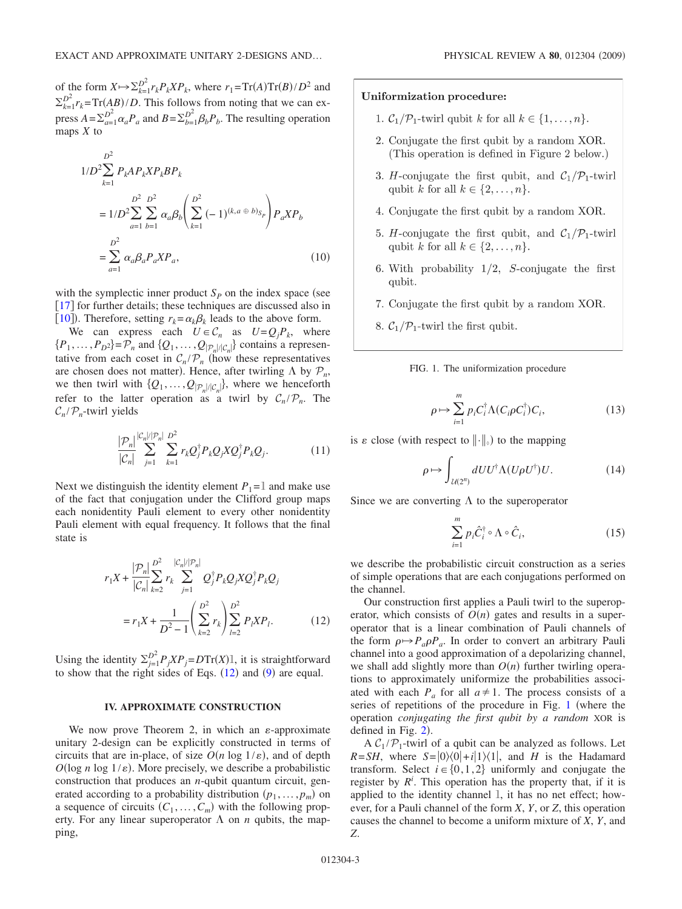of the form $X \mapsto \sum_{k=1}^{D^2} r_k P_k X P_k$, where $r_1 = \mathrm{Tr}(A)\mathrm{Tr}(B)/D^2$ and $\sum_{k=1}^{D^2} r_k = \mathrm{Tr}(AB)/D$. This follows from noting that we can express $A = \sum_{a=1}^{D^2} \alpha_a P_a$ and $B = \sum_{b=1}^{D^2} \beta_b P_b$. The resulting operation maps $X$ to

$$
\begin{aligned}
1/D^2 \sum_{k=1}^{D^2} P_k A P_k X P_k B P_k &= 1/D^2 \sum_{a=1}^{D^2} \sum_{b=1}^{D^2} \alpha_a \beta_b \left( \sum_{k=1}^{D^2} (-1)^{(k, a \oplus b)_{S_P}} \right) P_a X P_b \\
&= \sum_{a=1}^{D^2} \alpha_a \beta_a P_a X P_a,
\end{aligned} \tag{10}
$$

with the symplectic inner product $S_P$ on the index space (see [17] for further details; these techniques are discussed also in [10]). Therefore, setting $r_k = \alpha_k \beta_k$ leads to the above form.

We can express each $U \in \mathcal{C}_n$ as $U = Q_j P_k$, where $\{P_1, \ldots, P_{D^2}\} = \mathcal{P}_n$ and $\{Q_1, \ldots, Q_{|\mathcal{P}_n|/|\mathcal{C}_n|}\}$ contains a representative from each coset in $\mathcal{C}_n/\mathcal{P}_n$ (how these representatives are chosen does not matter). Hence, after twirling $\Lambda$ by $\mathcal{P}_n$, we then twirl with $\{Q_1, \ldots, Q_{|\mathcal{P}_n|/|\mathcal{C}_n|}\}$, where we henceforth refer to the latter operation as a twirl by $\mathcal{C}_n/\mathcal{P}_n$. The $\mathcal{C}_n/\mathcal{P}_n$-twirl yields

$$
\frac{|\mathcal{P}_n|}{|\mathcal{C}_n|} \sum_{j=1}^{|\mathcal{C}_n|/|\mathcal{P}_n|} \sum_{k=1}^{D^2} r_k Q_j^\dagger P_k Q_j X Q_j^\dagger P_k Q_j. \tag{11}
$$

Next we distinguish the identity element $P_1 = \mathbb{1}$ and make use of the fact that conjugation under the Clifford group maps each nonidentity Pauli element to every other nonidentity Pauli element with equal frequency. It follows that the final state is

$$
\begin{aligned}
r_1 X + \frac{|\mathcal{P}_n|}{|\mathcal{C}_n|} \sum_{k=2}^{D^2} r_k \sum_{j=1}^{|\mathcal{C}_n|/|\mathcal{P}_n|} Q_j^\dagger P_k Q_j X Q_j^\dagger P_k Q_j \\
= r_1 X + \frac{1}{D^2 - 1} \left( \sum_{k=2}^{D^2} r_k \right) \sum_{l=2}^{D^2} P_l X P_l.
\end{aligned} \tag{12}
$$

Using the identity $\sum_{j=1}^{D^2} P_j X P_j = D \mathrm{Tr}(X) \mathbb{1}$, it is straightforward to show that the right sides of Eqs. (12) and (9) are equal.

## IV. APPROXIMATE CONSTRUCTION

We now prove Theorem 2, in which an $\varepsilon$-approximate unitary 2-design can be explicitly constructed in terms of circuits that are in-place, of size $O(n \log 1/\varepsilon)$, and of depth $O(\log n \log 1/\varepsilon)$. More precisely, we describe a probabilistic construction that produces an $n$-qubit quantum circuit, generated according to a probability distribution $(p_1, \ldots, p_m)$ on a sequence of circuits $(C_1, \ldots, C_m)$ with the following property. For any linear superoperator $\Lambda$ on $n$ qubits, the mapping,

**Uniformization procedure:**

1. $\mathcal{C}_1/\mathcal{P}_1$-twirl qubit $k$ for all $k \in \{1, \ldots, n\}$.
2. Conjugate the first qubit by a random XOR. (This operation is defined in Figure 2 below.)
3. $H$-conjugate the first qubit, and $\mathcal{C}_1/\mathcal{P}_1$-twirl qubit $k$ for all $k \in \{2, \ldots, n\}$.
4. Conjugate the first qubit by a random XOR.
5. $H$-conjugate the first qubit, and $\mathcal{C}_1/\mathcal{P}_1$-twirl qubit $k$ for all $k \in \{2, \ldots, n\}$.
6. With probability 1/2, $S$-conjugate the first qubit.
7. Conjugate the first qubit by a random XOR.
8. $\mathcal{C}_1/\mathcal{P}_1$-twirl the first qubit.

FIG. 1. The uniformization procedure

$$
\rho \mapsto \sum_{i=1}^{m} p_i C_i^\dagger \Lambda(C_i \rho C_i^\dagger) C_i, \tag{13}
$$

is $\varepsilon$ close (with respect to $\|\cdot\|_\diamond$) to the mapping

$$
\rho \mapsto \int_{\mathcal{U}(2^n)} dU U^\dagger \Lambda(U \rho U^\dagger) U. \tag{14}
$$

Since we are converting $\Lambda$ to the superoperator

$$
\sum_{i=1}^{m} p_i \hat{C}_i^\dagger \circ \Lambda \circ \hat{C}_i, \tag{15}
$$

we describe the probabilistic circuit construction as a series of simple operations that are each conjugations performed on the channel.

Our construction first applies a Pauli twirl to the superoperator, which consists of $O(n)$ gates and results in a superoperator that is a linear combination of Pauli channels of the form $\rho \mapsto P_a \rho P_a$. In order to convert an arbitrary Pauli channel into a good approximation of a depolarizing channel, we shall add slightly more than $O(n)$ further twirling operations to approximately uniformize the probabilities associated with each $P_a$ for all $a \neq 1$. The process consists of a series of repetitions of the procedure in Fig. 1 (where the operation *conjugating the first qubit by a random* XOR is defined in Fig. 2).

A $\mathcal{C}_1/\mathcal{P}_1$-twirl of a qubit can be analyzed as follows. Let $R = SH$, where $S = |0\rangle\langle 0| + i|1\rangle\langle 1|$, and $H$ is the Hadamard transform. Select $i \in \{0, 1, 2\}$ uniformly and conjugate the register by $R^i$. This operation has the property that, if it is applied to the identity channel $\mathbb{1}$, it has no net effect; however, for a Pauli channel of the form $X$, $Y$, or $Z$, this operation causes the channel to become a uniform mixture of $X$, $Y$, and $Z$.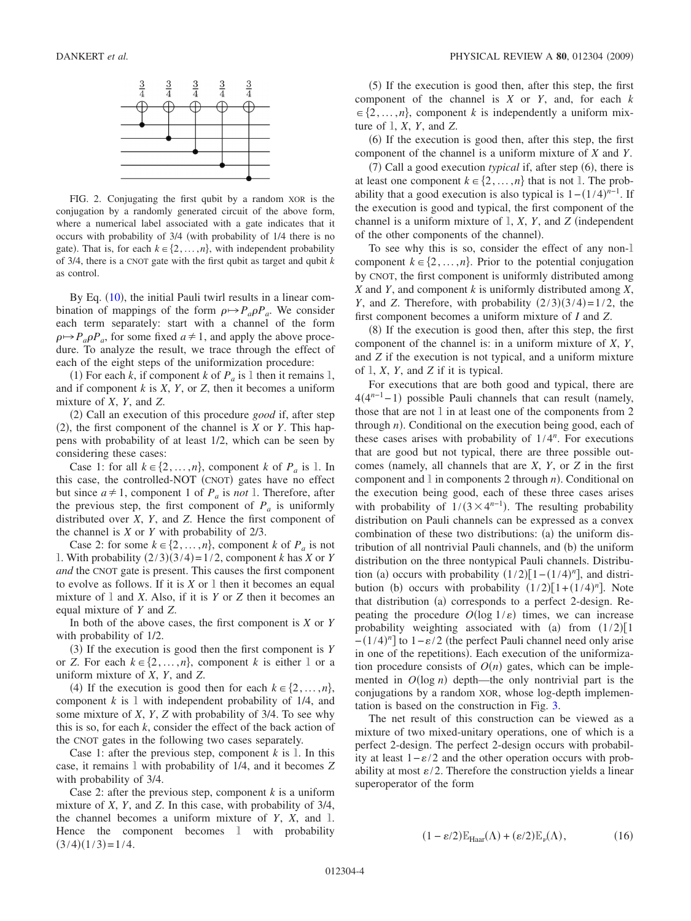FIG. 2. Conjugating the first qubit by a random XOR is the conjugation by a randomly generated circuit of the above form, where a numerical label associated with a gate indicates that it occurs with probability of 3/4 (with probability of 1/4 there is no gate). That is, for each $k \in \{2,\ldots,n\}$, with independent probability of 3/4, there is a CNOT gate with the first qubit as target and qubit $k$ as control.

By Eq. (10), the initial Pauli twirl results in a linear combination of mappings of the form $\rho \mapsto P_a \rho P_a$. We consider each term separately: start with a channel of the form $\rho \mapsto P_a \rho P_a$, for some fixed $a \neq 1$, and apply the above procedure. To analyze the result, we trace through the effect of each of the eight steps of the uniformization procedure:

(1) For each $k$, if component $k$ of $P_a$ is $\mathbb{1}$ then it remains $\mathbb{1}$, and if component $k$ is $X$, $Y$, or $Z$, then it becomes a uniform mixture of $X$, $Y$, and $Z$.

(2) Call an execution of this procedure *good* if, after step (2), the first component of the channel is $X$ or $Y$. This happens with probability of at least 1/2, which can be seen by considering these cases:

Case 1: for all $k \in \{2,\ldots,n\}$, component $k$ of $P_a$ is $\mathbb{1}$. In this case, the controlled-NOT (CNOT) gates have no effect but since $a \neq 1$, component 1 of $P_a$ is *not* $\mathbb{1}$. Therefore, after the previous step, the first component of $P_a$ is uniformly distributed over $X$, $Y$, and $Z$. Hence the first component of the channel is $X$ or $Y$ with probability of 2/3.

Case 2: for some $k \in \{2,\ldots,n\}$, component $k$ of $P_a$ is not $\mathbb{1}$. With probability $(2/3)(3/4)=1/2$, component $k$ has $X$ or $Y$ *and* the CNOT gate is present. This causes the first component to evolve as follows. If it is $X$ or $\mathbb{1}$ then it becomes an equal mixture of $\mathbb{1}$ and $X$. Also, if it is $Y$ or $Z$ then it becomes an equal mixture of $Y$ and $Z$.

In both of the above cases, the first component is $X$ or $Y$ with probability of 1/2.

(3) If the execution is good then the first component is $Y$ or $Z$. For each $k \in \{2,\ldots,n\}$, component $k$ is either $\mathbb{1}$ or a uniform mixture of $X$, $Y$, and $Z$.

(4) If the execution is good then for each $k \in \{2,\ldots,n\}$, component $k$ is $\mathbb{1}$ with independent probability of 1/4, and some mixture of $X$, $Y$, $Z$ with probability of 3/4. To see why this is so, for each $k$, consider the effect of the back action of the CNOT gates in the following two cases separately.

Case 1: after the previous step, component $k$ is $\mathbb{1}$. In this case, it remains $\mathbb{1}$ with probability of 1/4, and it becomes $Z$ with probability of 3/4.

Case 2: after the previous step, component $k$ is a uniform mixture of $X$, $Y$, and $Z$. In this case, with probability of 3/4, the channel becomes a uniform mixture of $Y$, $X$, and $\mathbb{1}$. Hence the component becomes $\mathbb{1}$ with probability $(3/4)(1/3)=1/4$.

(5) If the execution is good then, after this step, the first component of the channel is $X$ or $Y$, and, for each $k \in \{2,\ldots,n\}$, component $k$ is independently a uniform mixture of $\mathbb{1}$, $X$, $Y$, and $Z$.

(6) If the execution is good then, after this step, the first component of the channel is a uniform mixture of $X$ and $Y$.

(7) Call a good execution *typical* if, after step (6), there is at least one component $k \in \{2,\ldots,n\}$ that is not $\mathbb{1}$. The probability that a good execution is also typical is $1-(1/4)^{n-1}$. If the execution is good and typical, the first component of the channel is a uniform mixture of $\mathbb{1}$, $X$, $Y$, and $Z$ (independent of the other components of the channel).

To see why this is so, consider the effect of any non-$\mathbb{1}$ component $k \in \{2,\ldots,n\}$. Prior to the potential conjugation by CNOT, the first component is uniformly distributed among $X$ and $Y$, and component $k$ is uniformly distributed among $X$, $Y$, and $Z$. Therefore, with probability $(2/3)(3/4)=1/2$, the first component becomes a uniform mixture of $I$ and $Z$.

(8) If the execution is good then, after this step, the first component of the channel is: in a uniform mixture of $X$, $Y$, and $Z$ if the execution is not typical, and a uniform mixture of $\mathbb{1}$, $X$, $Y$, and $Z$ if it is typical.

For executions that are both good and typical, there are $4(4^{n-1}-1)$ possible Pauli channels that can result (namely, those that are not $\mathbb{1}$ in at least one of the components from 2 through $n$). Conditional on the execution being good, each of these cases arises with probability of $1/4^n$. For executions that are good but not typical, there are three possible outcomes (namely, all channels that are $X$, $Y$, or $Z$ in the first component and $\mathbb{1}$ in components 2 through $n$). Conditional on the execution being good, each of these three cases arises with probability of $1/(3\times 4^{n-1})$. The resulting probability distribution on Pauli channels can be expressed as a convex combination of these two distributions: (a) the uniform distribution of all nontrivial Pauli channels, and (b) the uniform distribution on the three nontypical Pauli channels. Distribution (a) occurs with probability $(1/2)[1-(1/4)^n]$, and distribution (b) occurs with probability $(1/2)[1+(1/4)^n]$. Note that distribution (a) corresponds to a perfect 2-design. Repeating the procedure $O(\log 1/\varepsilon)$ times, we can increase probability weighting associated with (a) from $(1/2)[1-(1/4)^n]$ to $1-\varepsilon/2$ (the perfect Pauli channel need only arise in one of the repetitions). Each execution of the uniformization procedure consists of $O(n)$ gates, which can be implemented in $O(\log n)$ depth—the only nontrivial part is the conjugations by a random XOR, whose log-depth implementation is based on the construction in Fig. 3.

The net result of this construction can be viewed as a mixture of two mixed-unitary operations, one of which is a perfect 2-design. The perfect 2-design occurs with probability at least $1-\varepsilon/2$ and the other operation occurs with probability at most $\varepsilon/2$. Therefore the construction yields a linear superoperator of the form

$$(1-\varepsilon/2)\mathbb{E}_{\text{Haar}}(\Lambda) + (\varepsilon/2)\mathbb{E}_{\nu}(\Lambda), \tag{16}$$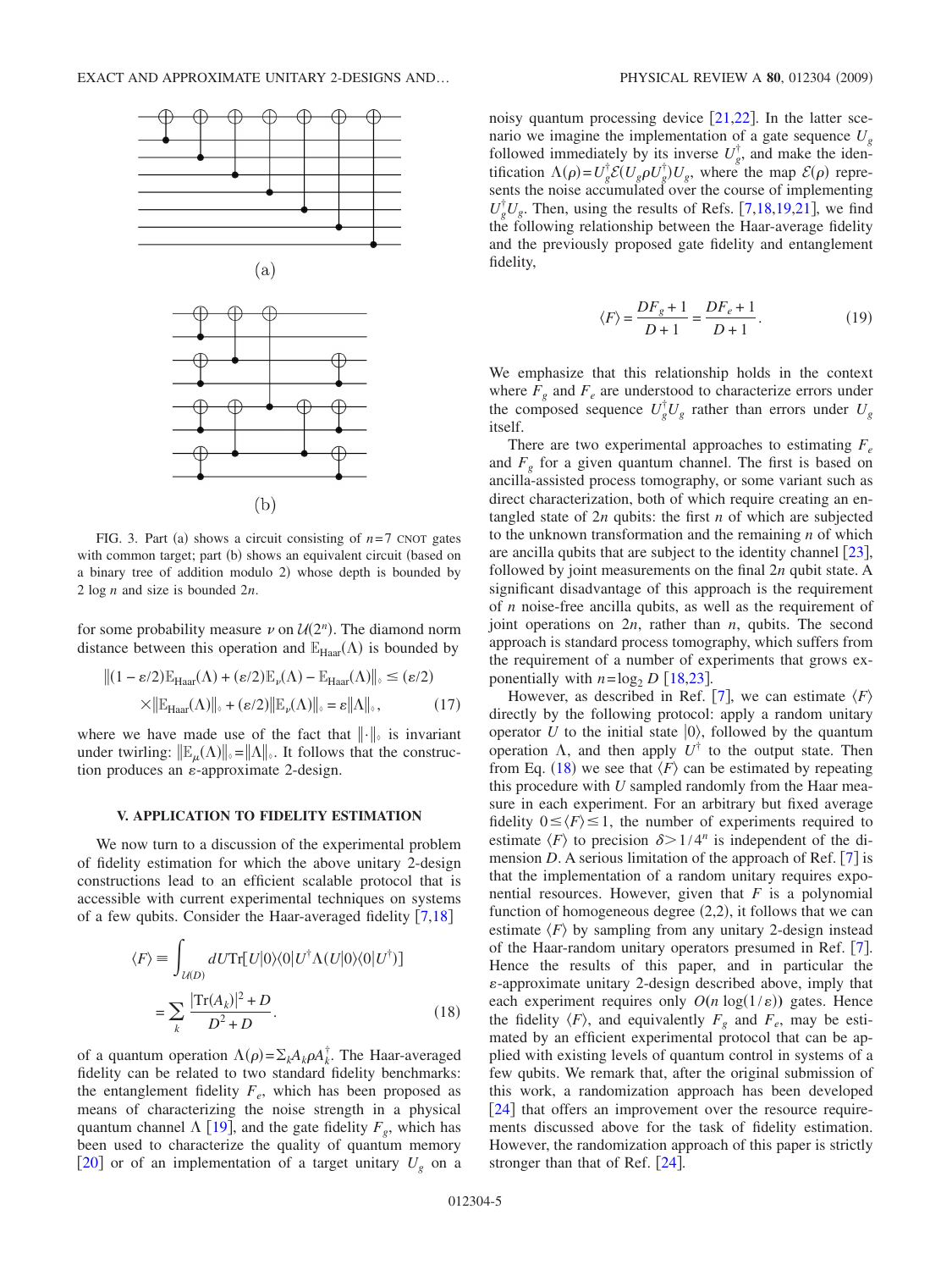FIG. 3. Part (a) shows a circuit consisting of $n=7$ CNOT gates with common target; part (b) shows an equivalent circuit (based on a binary tree of addition modulo 2) whose depth is bounded by $2 \log n$ and size is bounded $2n$.

for some probability measure $\nu$ on $\mathcal{U}(2^n)$. The diamond norm distance between this operation and $\mathbb{E}_{\text{Haar}}(\Lambda)$ is bounded by

$$\|(1-\varepsilon/2)\mathbb{E}_{\text{Haar}}(\Lambda)+(\varepsilon/2)\mathbb{E}_{\nu}(\Lambda)-\mathbb{E}_{\text{Haar}}(\Lambda)\|_{\diamond} \leq (\varepsilon/2) \times\|\mathbb{E}_{\text{Haar}}(\Lambda)\|_{\diamond}+(\varepsilon/2)\|\mathbb{E}_{\nu}(\Lambda)\|_{\diamond}=\varepsilon\|\Lambda\|_{\diamond}, \tag{17}$$

where we have made use of the fact that $\|\cdot\|_{\diamond}$ is invariant under twirling: $\|\mathbb{E}_{\mu}(\Lambda)\|_{\diamond}=\|\Lambda\|_{\diamond}$. It follows that the construction produces an $\varepsilon$-approximate 2-design.

## V. APPLICATION TO FIDELITY ESTIMATION

We now turn to a discussion of the experimental problem of fidelity estimation for which the above unitary 2-design constructions lead to an efficient scalable protocol that is accessible with current experimental techniques on systems of a few qubits. Consider the Haar-averaged fidelity [7,18]

$$\langle F\rangle \equiv \int_{\mathcal{U}(D)} dU \text{Tr}[U|0\rangle\langle 0|U^{\dagger}\Lambda(U|0\rangle\langle 0|U^{\dagger})] = \sum_k \frac{|\text{Tr}(A_k)|^2+D}{D^2+D}. \tag{18}$$

of a quantum operation $\Lambda(\rho)=\Sigma_k A_k \rho A_k^{\dagger}$. The Haar-averaged fidelity can be related to two standard fidelity benchmarks: the entanglement fidelity $F_e$, which has been proposed as means of characterizing the noise strength in a physical quantum channel $\Lambda$ [19], and the gate fidelity $F_g$, which has been used to characterize the quality of quantum memory [20] or of an implementation of a target unitary $U_g$ on a noisy quantum processing device [21,22]. In the latter scenario we imagine the implementation of a gate sequence $U_g$ followed immediately by its inverse $U_g^{\dagger}$, and make the identification $\Lambda(\rho)=U_g^{\dagger}\mathcal{E}(U_g\rho U_g^{\dagger})U_g$, where the map $\mathcal{E}(\rho)$ represents the noise accumulated over the course of implementing $U_g^{\dagger}U_g$. Then, using the results of Refs. [7,18,19,21], we find the following relationship between the Haar-average fidelity and the previously proposed gate fidelity and entanglement fidelity,

$$\langle F\rangle = \frac{DF_g+1}{D+1} = \frac{DF_e+1}{D+1}. \tag{19}$$

We emphasize that this relationship holds in the context where $F_g$ and $F_e$ are understood to characterize errors under the composed sequence $U_g^{\dagger}U_g$ rather than errors under $U_g$ itself.

There are two experimental approaches to estimating $F_e$ and $F_g$ for a given quantum channel. The first is based on ancilla-assisted process tomography, or some variant such as direct characterization, both of which require creating an entangled state of $2n$ qubits: the first $n$ of which are subjected to the unknown transformation and the remaining $n$ of which are ancilla qubits that are subject to the identity channel [23], followed by joint measurements on the final $2n$ qubit state. A significant disadvantage of this approach is the requirement of $n$ noise-free ancilla qubits, as well as the requirement of joint operations on $2n$, rather than $n$, qubits. The second approach is standard process tomography, which suffers from the requirement of a number of experiments that grows exponentially with $n=\log_2 D$ [18,23].

However, as described in Ref. [7], we can estimate $\langle F\rangle$ directly by the following protocol: apply a random unitary operator $U$ to the initial state $|0\rangle$, followed by the quantum operation $\Lambda$, and then apply $U^{\dagger}$ to the output state. Then from Eq. (18) we see that $\langle F\rangle$ can be estimated by repeating this procedure with $U$ sampled randomly from the Haar measure in each experiment. For an arbitrary but fixed average fidelity $0 \leq \langle F\rangle \leq 1$, the number of experiments required to estimate $\langle F\rangle$ to precision $\delta > 1/4^n$ is independent of the dimension $D$. A serious limitation of the approach of Ref. [7] is that the implementation of a random unitary requires exponential resources. However, given that $F$ is a polynomial function of homogeneous degree (2,2), it follows that we can estimate $\langle F\rangle$ by sampling from any unitary 2-design instead of the Haar-random unitary operators presumed in Ref. [7]. Hence the results of this paper, and in particular the $\varepsilon$-approximate unitary 2-design described above, imply that each experiment requires only $O(n \log(1/\varepsilon))$ gates. Hence the fidelity $\langle F\rangle$, and equivalently $F_g$ and $F_e$, may be estimated by an efficient experimental protocol that can be applied with existing levels of quantum control in systems of a few qubits. We remark that, after the original submission of this work, a randomization approach has been developed [24] that offers an improvement over the resource requirements discussed above for the task of fidelity estimation. However, the randomization approach of this paper is strictly stronger than that of Ref. [24].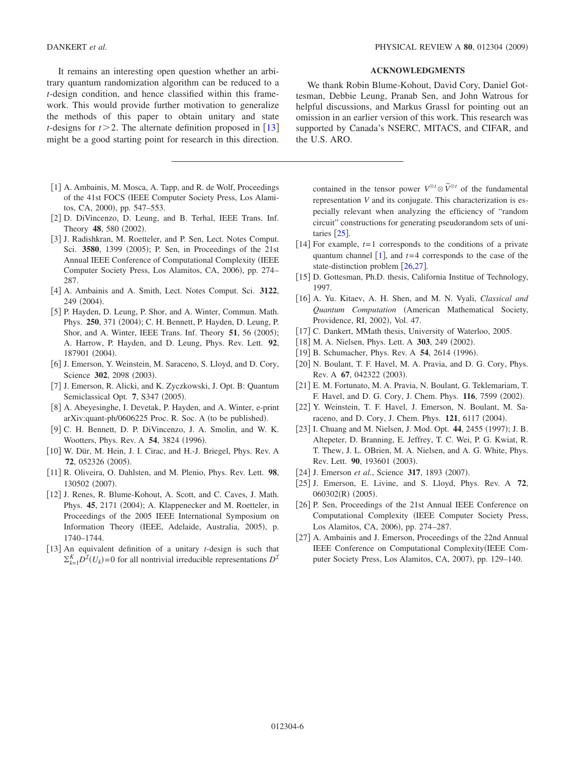It remains an interesting open question whether an arbitrary quantum randomization algorithm can be reduced to a $t$-design condition, and hence classified within this framework. This would provide further motivation to generalize the methods of this paper to obtain unitary and state $t$-designs for $t > 2$. The alternate definition proposed in [13] might be a good starting point for research in this direction.

## ACKNOWLEDGMENTS

We thank Robin Blume-Kohout, David Cory, Daniel Gottesman, Debbie Leung, Pranab Sen, and John Watrous for helpful discussions, and Markus Grassl for pointing out an omission in an earlier version of this work. This research was supported by Canada's NSERC, MITACS, and CIFAR, and the U.S. ARO.

---

[1] A. Ambainis, M. Mosca, A. Tapp, and R. de Wolf, Proceedings of the 41st FOCS (IEEE Computer Society Press, Los Alamitos, CA, 2000), pp. 547–553.

[2] D. DiVincenzo, D. Leung, and B. Terhal, IEEE Trans. Inf. Theory **48**, 580 (2002).

[3] J. Radishkran, M. Roetteler, and P. Sen, Lect. Notes Comput. Sci. **3580**, 1399 (2005); P. Sen, in Proceedings of the 21st Annual IEEE Conference of Computational Complexity (IEEE Computer Society Press, Los Alamitos, CA, 2006), pp. 274–287.

[4] A. Ambainis and A. Smith, Lect. Notes Comput. Sci. **3122**, 249 (2004).

[5] P. Hayden, D. Leung, P. Shor, and A. Winter, Commun. Math. Phys. **250**, 371 (2004); C. H. Bennett, P. Hayden, D. Leung, P. Shor, and A. Winter, IEEE Trans. Inf. Theory **51**, 56 (2005); A. Harrow, P. Hayden, and D. Leung, Phys. Rev. Lett. **92**, 187901 (2004).

[6] J. Emerson, Y. Weinstein, M. Saraceno, S. Lloyd, and D. Cory, Science **302**, 2098 (2003).

[7] J. Emerson, R. Alicki, and K. Zyczkowski, J. Opt. B: Quantum Semiclassical Opt. **7**, S347 (2005).

[8] A. Abeyesinghe, I. Devetak, P. Hayden, and A. Winter, e-print arXiv:quant-ph/0606225 Proc. R. Soc. A (to be published).

[9] C. H. Bennett, D. P. DiVincenzo, J. A. Smolin, and W. K. Wootters, Phys. Rev. A **54**, 3824 (1996).

[10] W. Dür, M. Hein, J. I. Cirac, and H.-J. Briegel, Phys. Rev. A **72**, 052326 (2005).

[11] R. Oliveira, O. Dahlsten, and M. Plenio, Phys. Rev. Lett. **98**, 130502 (2007).

[12] J. Renes, R. Blume-Kohout, A. Scott, and C. Caves, J. Math. Phys. **45**, 2171 (2004); A. Klappenecker and M. Roetteler, in Proceedings of the 2005 IEEE International Symposium on Information Theory (IEEE, Adelaide, Australia, 2005), p. 1740–1744.

[13] An equivalent definition of a unitary $t$-design is such that $\sum_{k=1}^{K} D^{\mathcal{I}}(U_k)=0$ for all nontrivial irreducible representations $D^{\mathcal{I}}$ contained in the tensor power $V^{\otimes t} \otimes \bar{V}^{\otimes t}$ of the fundamental representation $V$ and its conjugate. This characterization is especially relevant when analyzing the efficiency of "random circuit" constructions for generating pseudorandom sets of unitaries [25].

[14] For example, $t=1$ corresponds to the conditions of a private quantum channel [1], and $t=4$ corresponds to the case of the state-distinction problem [26,27].

[15] D. Gottesman, Ph.D. thesis, California Institue of Technology, 1997.

[16] A. Yu. Kitaev, A. H. Shen, and M. N. Vyali, *Classical and Quantum Computation* (American Mathematical Society, Providence, RI, 2002), Vol. 47.

[17] C. Dankert, MMath thesis, University of Waterloo, 2005.

[18] M. A. Nielsen, Phys. Lett. A **303**, 249 (2002).

[19] B. Schumacher, Phys. Rev. A **54**, 2614 (1996).

[20] N. Boulant, T. F. Havel, M. A. Pravia, and D. G. Cory, Phys. Rev. A **67**, 042322 (2003).

[21] E. M. Fortunato, M. A. Pravia, N. Boulant, G. Teklemariam, T. F. Havel, and D. G. Cory, J. Chem. Phys. **116**, 7599 (2002).

[22] Y. Weinstein, T. F. Havel, J. Emerson, N. Boulant, M. Saraceno, and D. Cory, J. Chem. Phys. **121**, 6117 (2004).

[23] I. Chuang and M. Nielsen, J. Mod. Opt. **44**, 2455 (1997); J. B. Altepeter, D. Branning, E. Jeffrey, T. C. Wei, P. G. Kwiat, R. T. Thew, J. L. OBrien, M. A. Nielsen, and A. G. White, Phys. Rev. Lett. **90**, 193601 (2003).

[24] J. Emerson *et al.*, Science **317**, 1893 (2007).

[25] J. Emerson, E. Livine, and S. Lloyd, Phys. Rev. A **72**, 060302(R) (2005).

[26] P. Sen, Proceedings of the 21st Annual IEEE Conference on Computational Complexity (IEEE Computer Society Press, Los Alamitos, CA, 2006), pp. 274–287.

[27] A. Ambainis and J. Emerson, Proceedings of the 22nd Annual IEEE Conference on Computational Complexity(IEEE Computer Society Press, Los Alamitos, CA, 2007), pp. 129–140.